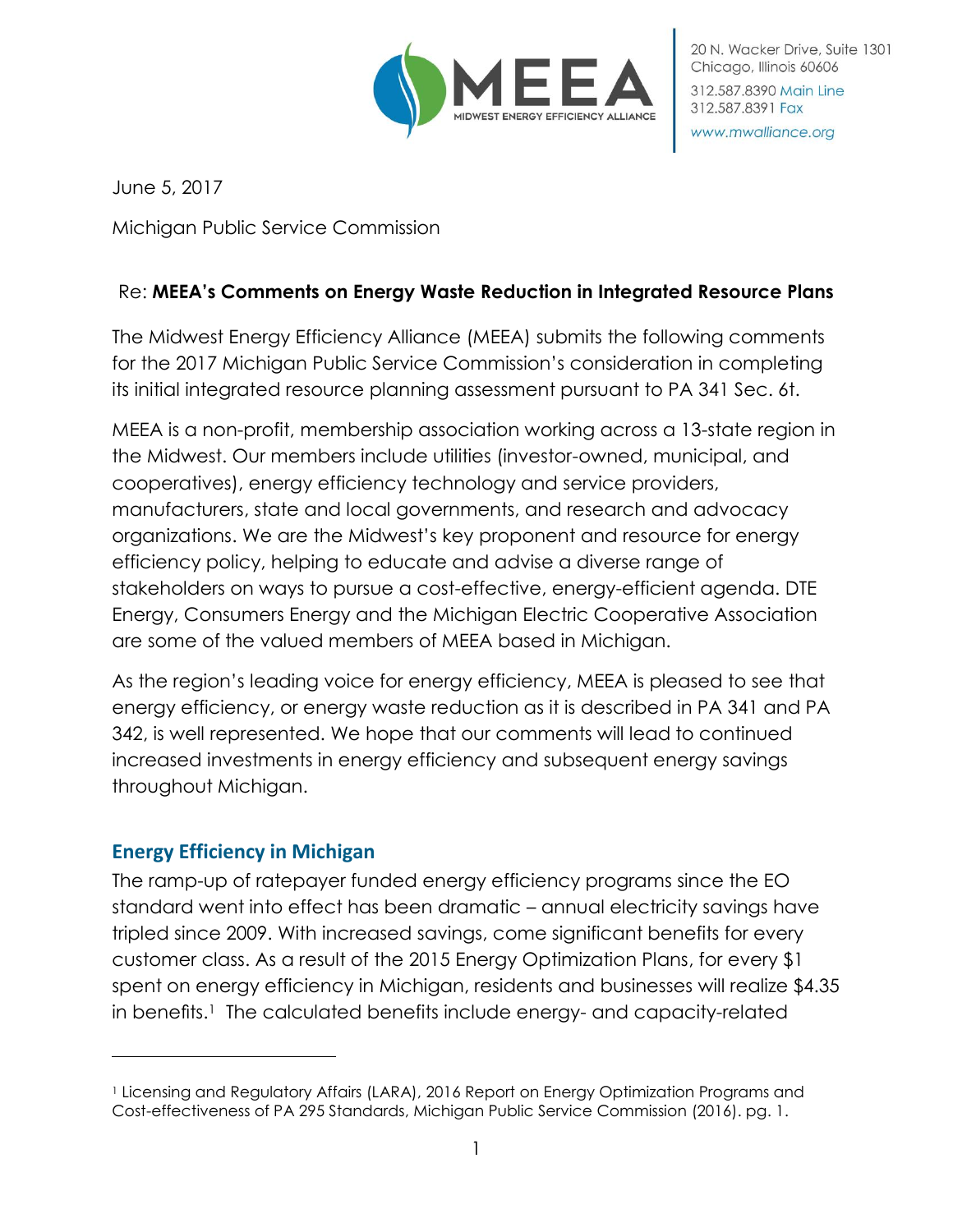20 N. Wacker Drive, Suite 1301
Chicago, Illinois 60606
312.587.8390 Main Line
312.587.8391 Fax
www.mwalliance.org

June 5, 2017

Michigan Public Service Commission

Re: **MEEA's Comments on Energy Waste Reduction in Integrated Resource Plans**

The Midwest Energy Efficiency Alliance (MEEA) submits the following comments for the 2017 Michigan Public Service Commission's consideration in completing its initial integrated resource planning assessment pursuant to PA 341 Sec. 6t.

MEEA is a non-profit, membership association working across a 13-state region in the Midwest. Our members include utilities (investor-owned, municipal, and cooperatives), energy efficiency technology and service providers, manufacturers, state and local governments, and research and advocacy organizations. We are the Midwest's key proponent and resource for energy efficiency policy, helping to educate and advise a diverse range of stakeholders on ways to pursue a cost-effective, energy-efficient agenda. DTE Energy, Consumers Energy and the Michigan Electric Cooperative Association are some of the valued members of MEEA based in Michigan.

As the region's leading voice for energy efficiency, MEEA is pleased to see that energy efficiency, or energy waste reduction as it is described in PA 341 and PA 342, is well represented. We hope that our comments will lead to continued increased investments in energy efficiency and subsequent energy savings throughout Michigan.

## Energy Efficiency in Michigan

The ramp-up of ratepayer funded energy efficiency programs since the EO standard went into effect has been dramatic – annual electricity savings have tripled since 2009. With increased savings, come significant benefits for every customer class. As a result of the 2015 Energy Optimization Plans, for every $1 spent on energy efficiency in Michigan, residents and businesses will realize $4.35 in benefits.[1] The calculated benefits include energy- and capacity-related

[1] Licensing and Regulatory Affairs (LARA), 2016 Report on Energy Optimization Programs and Cost-effectiveness of PA 295 Standards, Michigan Public Service Commission (2016). pg. 1.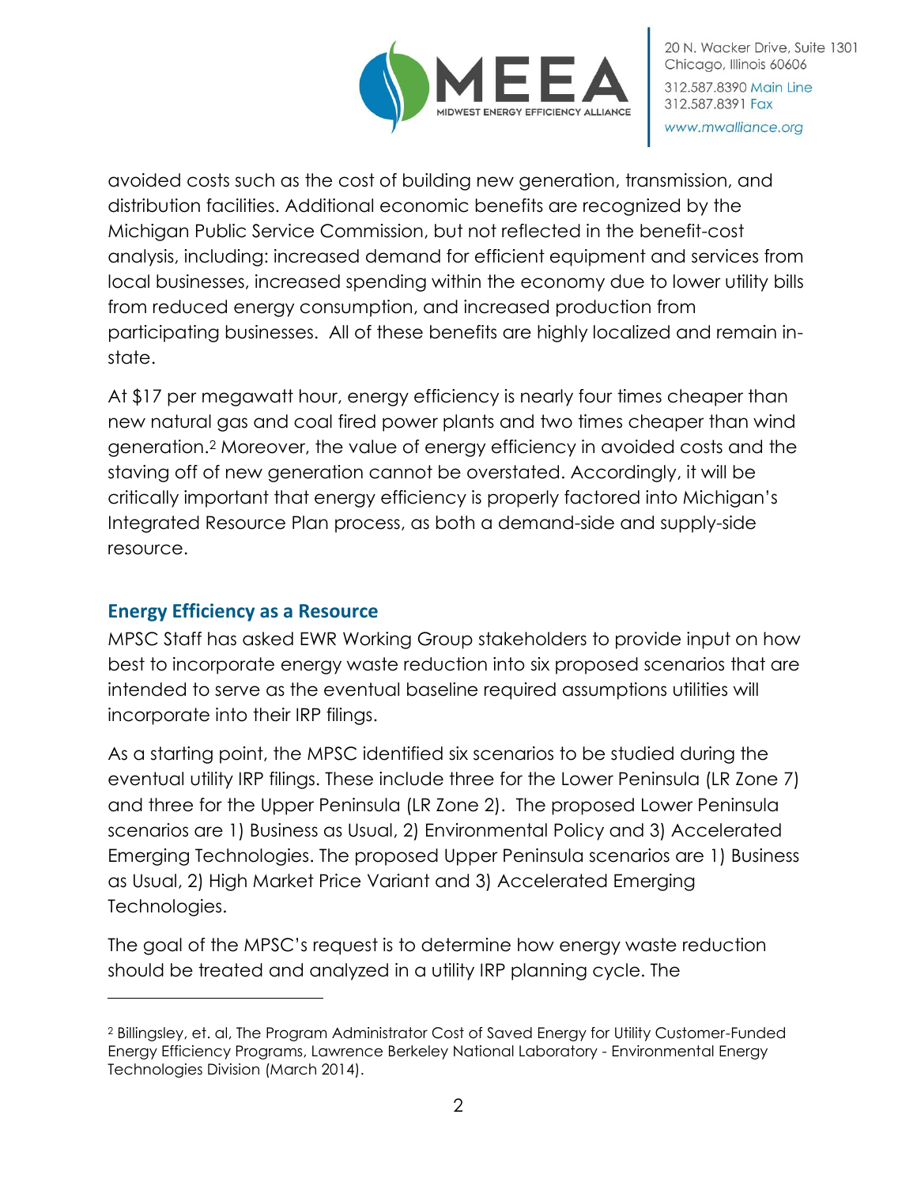avoided costs such as the cost of building new generation, transmission, and distribution facilities. Additional economic benefits are recognized by the Michigan Public Service Commission, but not reflected in the benefit-cost analysis, including: increased demand for efficient equipment and services from local businesses, increased spending within the economy due to lower utility bills from reduced energy consumption, and increased production from participating businesses. All of these benefits are highly localized and remain in-state.

At $17 per megawatt hour, energy efficiency is nearly four times cheaper than new natural gas and coal fired power plants and two times cheaper than wind generation.[2] Moreover, the value of energy efficiency in avoided costs and the staving off of new generation cannot be overstated. Accordingly, it will be critically important that energy efficiency is properly factored into Michigan's Integrated Resource Plan process, as both a demand-side and supply-side resource.

## Energy Efficiency as a Resource

MPSC Staff has asked EWR Working Group stakeholders to provide input on how best to incorporate energy waste reduction into six proposed scenarios that are intended to serve as the eventual baseline required assumptions utilities will incorporate into their IRP filings.

As a starting point, the MPSC identified six scenarios to be studied during the eventual utility IRP filings. These include three for the Lower Peninsula (LR Zone 7) and three for the Upper Peninsula (LR Zone 2). The proposed Lower Peninsula scenarios are 1) Business as Usual, 2) Environmental Policy and 3) Accelerated Emerging Technologies. The proposed Upper Peninsula scenarios are 1) Business as Usual, 2) High Market Price Variant and 3) Accelerated Emerging Technologies.

The goal of the MPSC's request is to determine how energy waste reduction should be treated and analyzed in a utility IRP planning cycle. The

---

[2] Billingsley, et. al, The Program Administrator Cost of Saved Energy for Utility Customer-Funded Energy Efficiency Programs, Lawrence Berkeley National Laboratory - Environmental Energy Technologies Division (March 2014).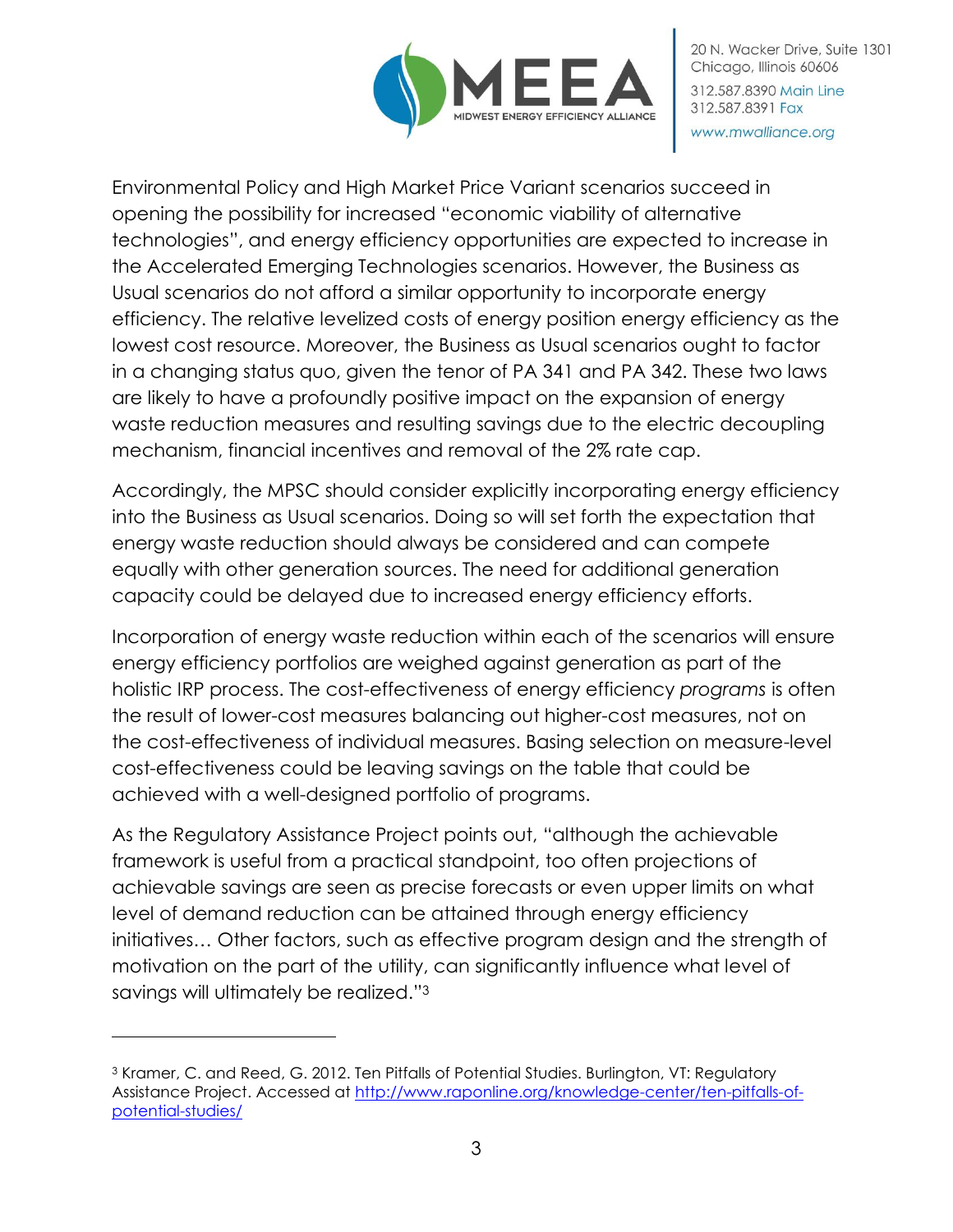Environmental Policy and High Market Price Variant scenarios succeed in opening the possibility for increased "economic viability of alternative technologies", and energy efficiency opportunities are expected to increase in the Accelerated Emerging Technologies scenarios. However, the Business as Usual scenarios do not afford a similar opportunity to incorporate energy efficiency. The relative levelized costs of energy position energy efficiency as the lowest cost resource. Moreover, the Business as Usual scenarios ought to factor in a changing status quo, given the tenor of PA 341 and PA 342. These two laws are likely to have a profoundly positive impact on the expansion of energy waste reduction measures and resulting savings due to the electric decoupling mechanism, financial incentives and removal of the 2% rate cap.

Accordingly, the MPSC should consider explicitly incorporating energy efficiency into the Business as Usual scenarios. Doing so will set forth the expectation that energy waste reduction should always be considered and can compete equally with other generation sources. The need for additional generation capacity could be delayed due to increased energy efficiency efforts.

Incorporation of energy waste reduction within each of the scenarios will ensure energy efficiency portfolios are weighed against generation as part of the holistic IRP process. The cost-effectiveness of energy efficiency *programs* is often the result of lower-cost measures balancing out higher-cost measures, not on the cost-effectiveness of individual measures. Basing selection on measure-level cost-effectiveness could be leaving savings on the table that could be achieved with a well-designed portfolio of programs.

As the Regulatory Assistance Project points out, "although the achievable framework is useful from a practical standpoint, too often projections of achievable savings are seen as precise forecasts or even upper limits on what level of demand reduction can be attained through energy efficiency initiatives… Other factors, such as effective program design and the strength of motivation on the part of the utility, can significantly influence what level of savings will ultimately be realized."[3]

---

[3] Kramer, C. and Reed, G. 2012. Ten Pitfalls of Potential Studies. Burlington, VT: Regulatory Assistance Project. Accessed at http://www.raponline.org/knowledge-center/ten-pitfalls-of-potential-studies/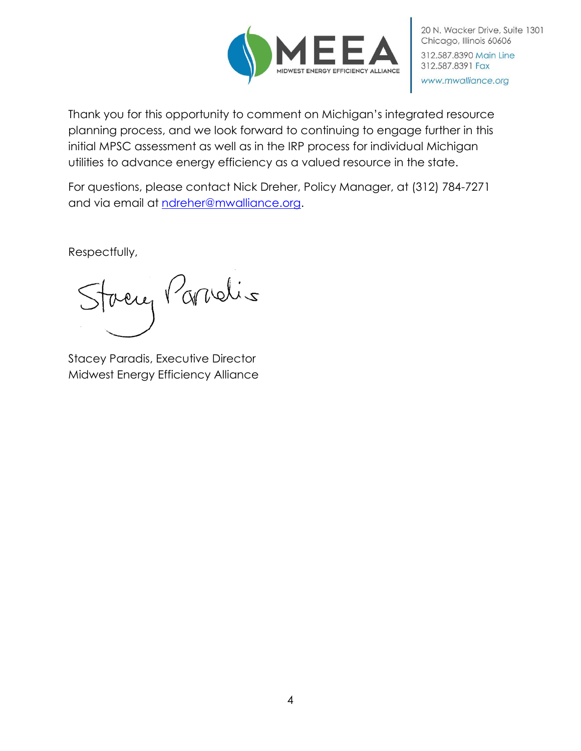MEEA
MIDWEST ENERGY EFFICIENCY ALLIANCE

20 N. Wacker Drive, Suite 1301
Chicago, Illinois 60606
312.587.8390 Main Line
312.587.8391 Fax
www.mwalliance.org

Thank you for this opportunity to comment on Michigan's integrated resource planning process, and we look forward to continuing to engage further in this initial MPSC assessment as well as in the IRP process for individual Michigan utilities to advance energy efficiency as a valued resource in the state.

For questions, please contact Nick Dreher, Policy Manager, at (312) 784-7271 and via email at ndreher@mwalliance.org.

Respectfully,

Stacey Paradis, Executive Director
Midwest Energy Efficiency Alliance